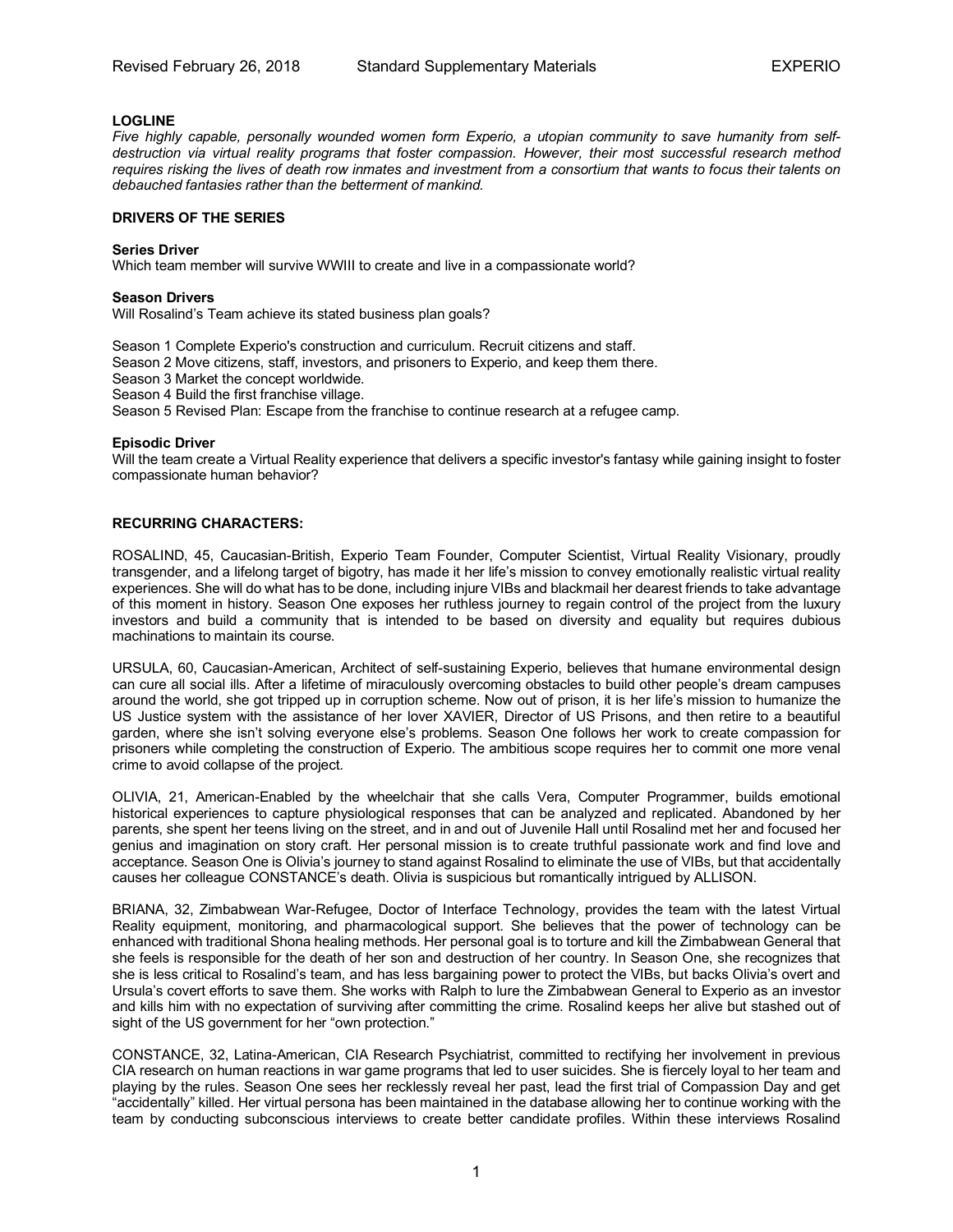**LOGLINE**

*Five highly capable, personally wounded women form Experio, a utopian community to save humanity from self-destruction via virtual reality programs that foster compassion. However, their most successful research method requires risking the lives of death row inmates and investment from a consortium that wants to focus their talents on debauched fantasies rather than the betterment of mankind.*

**DRIVERS OF THE SERIES**

**Series Driver**

Which team member will survive WWIII to create and live in a compassionate world?

**Season Drivers**

Will Rosalind's Team achieve its stated business plan goals?

Season 1 Complete Experio's construction and curriculum. Recruit citizens and staff.
Season 2 Move citizens, staff, investors, and prisoners to Experio, and keep them there.
Season 3 Market the concept worldwide.
Season 4 Build the first franchise village.
Season 5 Revised Plan: Escape from the franchise to continue research at a refugee camp.

**Episodic Driver**

Will the team create a Virtual Reality experience that delivers a specific investor's fantasy while gaining insight to foster compassionate human behavior?

**RECURRING CHARACTERS:**

ROSALIND, 45, Caucasian-British, Experio Team Founder, Computer Scientist, Virtual Reality Visionary, proudly transgender, and a lifelong target of bigotry, has made it her life's mission to convey emotionally realistic virtual reality experiences. She will do what has to be done, including injure VIBs and blackmail her dearest friends to take advantage of this moment in history. Season One exposes her ruthless journey to regain control of the project from the luxury investors and build a community that is intended to be based on diversity and equality but requires dubious machinations to maintain its course.

URSULA, 60, Caucasian-American, Architect of self-sustaining Experio, believes that humane environmental design can cure all social ills. After a lifetime of miraculously overcoming obstacles to build other people's dream campuses around the world, she got tripped up in corruption scheme. Now out of prison, it is her life's mission to humanize the US Justice system with the assistance of her lover XAVIER, Director of US Prisons, and then retire to a beautiful garden, where she isn't solving everyone else's problems. Season One follows her work to create compassion for prisoners while completing the construction of Experio. The ambitious scope requires her to commit one more venal crime to avoid collapse of the project.

OLIVIA, 21, American-Enabled by the wheelchair that she calls Vera, Computer Programmer, builds emotional historical experiences to capture physiological responses that can be analyzed and replicated. Abandoned by her parents, she spent her teens living on the street, and in and out of Juvenile Hall until Rosalind met her and focused her genius and imagination on story craft. Her personal mission is to create truthful passionate work and find love and acceptance. Season One is Olivia's journey to stand against Rosalind to eliminate the use of VIBs, but that accidentally causes her colleague CONSTANCE's death. Olivia is suspicious but romantically intrigued by ALLISON.

BRIANA, 32, Zimbabwean War-Refugee, Doctor of Interface Technology, provides the team with the latest Virtual Reality equipment, monitoring, and pharmacological support. She believes that the power of technology can be enhanced with traditional Shona healing methods. Her personal goal is to torture and kill the Zimbabwean General that she feels is responsible for the death of her son and destruction of her country. In Season One, she recognizes that she is less critical to Rosalind's team, and has less bargaining power to protect the VIBs, but backs Olivia's overt and Ursula's covert efforts to save them. She works with Ralph to lure the Zimbabwean General to Experio as an investor and kills him with no expectation of surviving after committing the crime. Rosalind keeps her alive but stashed out of sight of the US government for her "own protection."

CONSTANCE, 32, Latina-American, CIA Research Psychiatrist, committed to rectifying her involvement in previous CIA research on human reactions in war game programs that led to user suicides. She is fiercely loyal to her team and playing by the rules. Season One sees her recklessly reveal her past, lead the first trial of Compassion Day and get "accidentally" killed. Her virtual persona has been maintained in the database allowing her to continue working with the team by conducting subconscious interviews to create better candidate profiles. Within these interviews Rosalind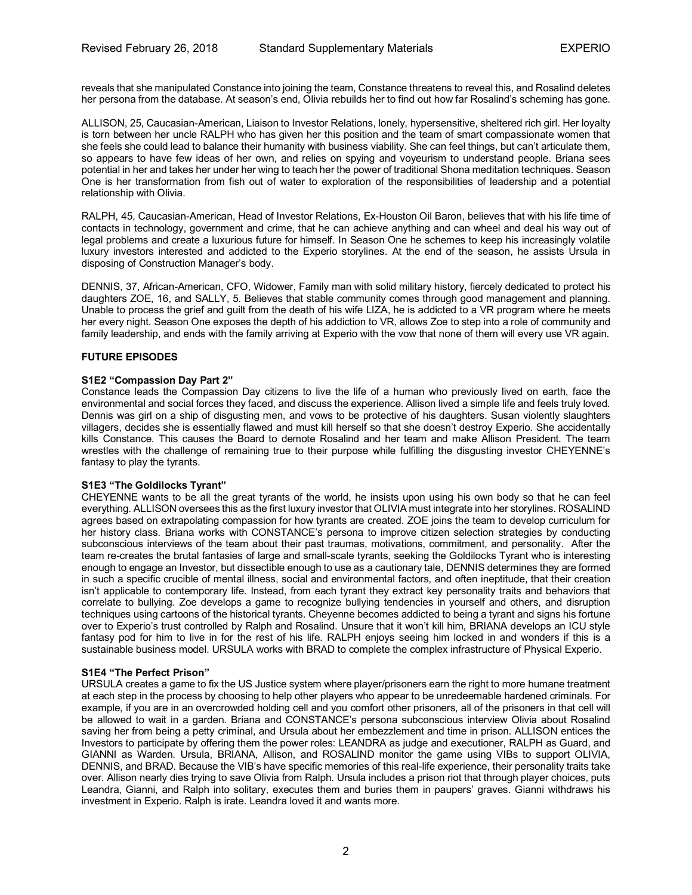reveals that she manipulated Constance into joining the team, Constance threatens to reveal this, and Rosalind deletes her persona from the database. At season's end, Olivia rebuilds her to find out how far Rosalind's scheming has gone.

ALLISON, 25, Caucasian-American, Liaison to Investor Relations, lonely, hypersensitive, sheltered rich girl. Her loyalty is torn between her uncle RALPH who has given her this position and the team of smart compassionate women that she feels she could lead to balance their humanity with business viability. She can feel things, but can't articulate them, so appears to have few ideas of her own, and relies on spying and voyeurism to understand people. Briana sees potential in her and takes her under her wing to teach her the power of traditional Shona meditation techniques. Season One is her transformation from fish out of water to exploration of the responsibilities of leadership and a potential relationship with Olivia.

RALPH, 45, Caucasian-American, Head of Investor Relations, Ex-Houston Oil Baron, believes that with his life time of contacts in technology, government and crime, that he can achieve anything and can wheel and deal his way out of legal problems and create a luxurious future for himself. In Season One he schemes to keep his increasingly volatile luxury investors interested and addicted to the Experio storylines. At the end of the season, he assists Ursula in disposing of Construction Manager's body.

DENNIS, 37, African-American, CFO, Widower, Family man with solid military history, fiercely dedicated to protect his daughters ZOE, 16, and SALLY, 5. Believes that stable community comes through good management and planning. Unable to process the grief and guilt from the death of his wife LIZA, he is addicted to a VR program where he meets her every night. Season One exposes the depth of his addiction to VR, allows Zoe to step into a role of community and family leadership, and ends with the family arriving at Experio with the vow that none of them will every use VR again.

**FUTURE EPISODES**

**S1E2 "Compassion Day Part 2"**
Constance leads the Compassion Day citizens to live the life of a human who previously lived on earth, face the environmental and social forces they faced, and discuss the experience. Allison lived a simple life and feels truly loved. Dennis was girl on a ship of disgusting men, and vows to be protective of his daughters. Susan violently slaughters villagers, decides she is essentially flawed and must kill herself so that she doesn't destroy Experio. She accidentally kills Constance. This causes the Board to demote Rosalind and her team and make Allison President. The team wrestles with the challenge of remaining true to their purpose while fulfilling the disgusting investor CHEYENNE's fantasy to play the tyrants.

**S1E3 "The Goldilocks Tyrant"**
CHEYENNE wants to be all the great tyrants of the world, he insists upon using his own body so that he can feel everything. ALLISON oversees this as the first luxury investor that OLIVIA must integrate into her storylines. ROSALIND agrees based on extrapolating compassion for how tyrants are created. ZOE joins the team to develop curriculum for her history class. Briana works with CONSTANCE's persona to improve citizen selection strategies by conducting subconscious interviews of the team about their past traumas, motivations, commitment, and personality. After the team re-creates the brutal fantasies of large and small-scale tyrants, seeking the Goldilocks Tyrant who is interesting enough to engage an Investor, but dissectible enough to use as a cautionary tale, DENNIS determines they are formed in such a specific crucible of mental illness, social and environmental factors, and often ineptitude, that their creation isn't applicable to contemporary life. Instead, from each tyrant they extract key personality traits and behaviors that correlate to bullying. Zoe develops a game to recognize bullying tendencies in yourself and others, and disruption techniques using cartoons of the historical tyrants. Cheyenne becomes addicted to being a tyrant and signs his fortune over to Experio's trust controlled by Ralph and Rosalind. Unsure that it won't kill him, BRIANA develops an ICU style fantasy pod for him to live in for the rest of his life. RALPH enjoys seeing him locked in and wonders if this is a sustainable business model. URSULA works with BRAD to complete the complex infrastructure of Physical Experio.

**S1E4 "The Perfect Prison"**
URSULA creates a game to fix the US Justice system where player/prisoners earn the right to more humane treatment at each step in the process by choosing to help other players who appear to be unredeemable hardened criminals. For example, if you are in an overcrowded holding cell and you comfort other prisoners, all of the prisoners in that cell will be allowed to wait in a garden. Briana and CONSTANCE's persona subconscious interview Olivia about Rosalind saving her from being a petty criminal, and Ursula about her embezzlement and time in prison. ALLISON entices the Investors to participate by offering them the power roles: LEANDRA as judge and executioner, RALPH as Guard, and GIANNI as Warden. Ursula, BRIANA, Allison, and ROSALIND monitor the game using VIBs to support OLIVIA, DENNIS, and BRAD. Because the VIB's have specific memories of this real-life experience, their personality traits take over. Allison nearly dies trying to save Olivia from Ralph. Ursula includes a prison riot that through player choices, puts Leandra, Gianni, and Ralph into solitary, executes them and buries them in paupers' graves. Gianni withdraws his investment in Experio. Ralph is irate. Leandra loved it and wants more.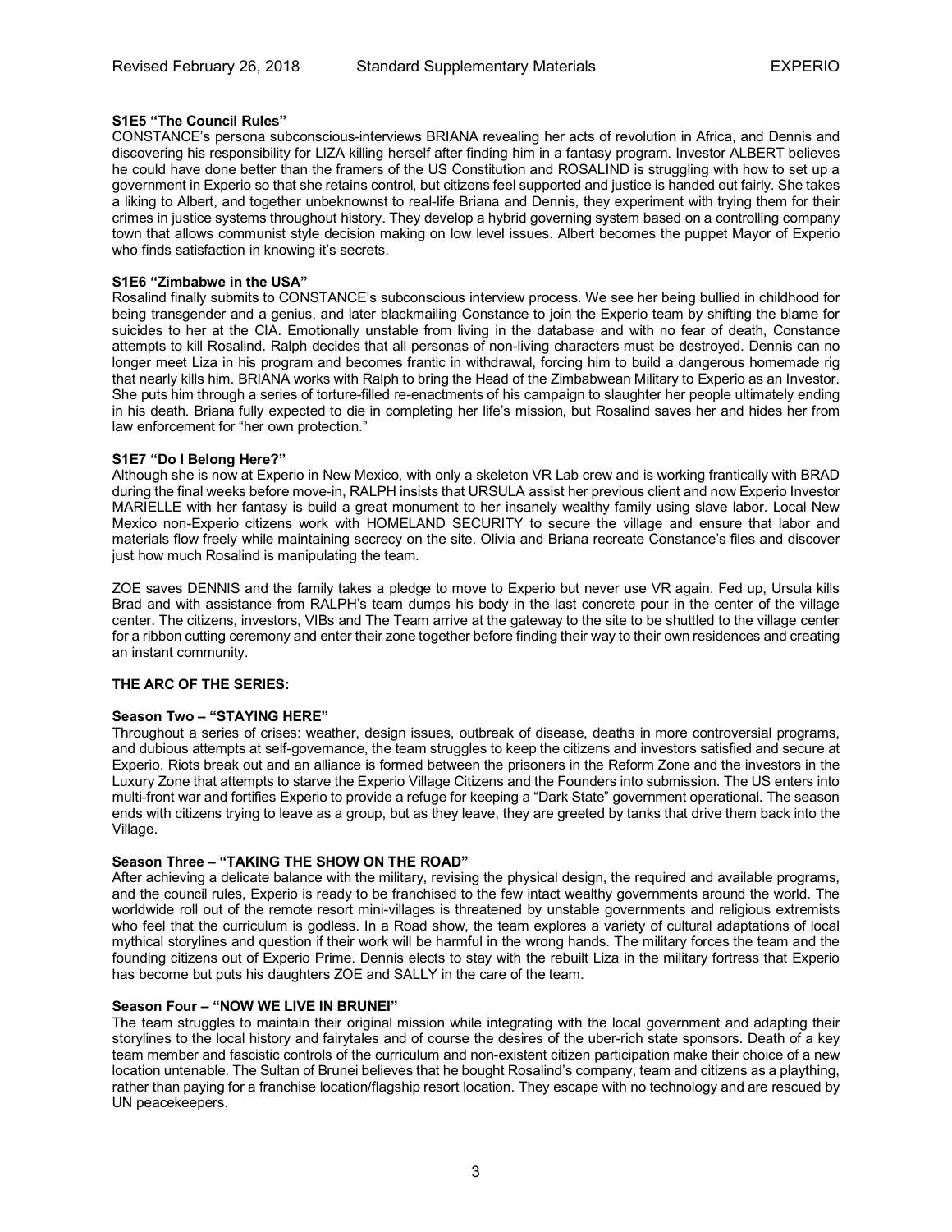**S1E5 "The Council Rules"**

CONSTANCE's persona subconscious-interviews BRIANA revealing her acts of revolution in Africa, and Dennis and discovering his responsibility for LIZA killing herself after finding him in a fantasy program. Investor ALBERT believes he could have done better than the framers of the US Constitution and ROSALIND is struggling with how to set up a government in Experio so that she retains control, but citizens feel supported and justice is handed out fairly. She takes a liking to Albert, and together unbeknownst to real-life Briana and Dennis, they experiment with trying them for their crimes in justice systems throughout history. They develop a hybrid governing system based on a controlling company town that allows communist style decision making on low level issues. Albert becomes the puppet Mayor of Experio who finds satisfaction in knowing it's secrets.

**S1E6 "Zimbabwe in the USA"**

Rosalind finally submits to CONSTANCE's subconscious interview process. We see her being bullied in childhood for being transgender and a genius, and later blackmailing Constance to join the Experio team by shifting the blame for suicides to her at the CIA. Emotionally unstable from living in the database and with no fear of death, Constance attempts to kill Rosalind. Ralph decides that all personas of non-living characters must be destroyed. Dennis can no longer meet Liza in his program and becomes frantic in withdrawal, forcing him to build a dangerous homemade rig that nearly kills him. BRIANA works with Ralph to bring the Head of the Zimbabwean Military to Experio as an Investor. She puts him through a series of torture-filled re-enactments of his campaign to slaughter her people ultimately ending in his death. Briana fully expected to die in completing her life's mission, but Rosalind saves her and hides her from law enforcement for "her own protection."

**S1E7 "Do I Belong Here?"**

Although she is now at Experio in New Mexico, with only a skeleton VR Lab crew and is working frantically with BRAD during the final weeks before move-in, RALPH insists that URSULA assist her previous client and now Experio Investor MARIELLE with her fantasy is build a great monument to her insanely wealthy family using slave labor. Local New Mexico non-Experio citizens work with HOMELAND SECURITY to secure the village and ensure that labor and materials flow freely while maintaining secrecy on the site. Olivia and Briana recreate Constance's files and discover just how much Rosalind is manipulating the team.

ZOE saves DENNIS and the family takes a pledge to move to Experio but never use VR again. Fed up, Ursula kills Brad and with assistance from RALPH's team dumps his body in the last concrete pour in the center of the village center. The citizens, investors, VIBs and The Team arrive at the gateway to the site to be shuttled to the village center for a ribbon cutting ceremony and enter their zone together before finding their way to their own residences and creating an instant community.

**THE ARC OF THE SERIES:**

**Season Two – "STAYING HERE"**

Throughout a series of crises: weather, design issues, outbreak of disease, deaths in more controversial programs, and dubious attempts at self-governance, the team struggles to keep the citizens and investors satisfied and secure at Experio. Riots break out and an alliance is formed between the prisoners in the Reform Zone and the investors in the Luxury Zone that attempts to starve the Experio Village Citizens and the Founders into submission. The US enters into multi-front war and fortifies Experio to provide a refuge for keeping a "Dark State" government operational. The season ends with citizens trying to leave as a group, but as they leave, they are greeted by tanks that drive them back into the Village.

**Season Three – "TAKING THE SHOW ON THE ROAD"**

After achieving a delicate balance with the military, revising the physical design, the required and available programs, and the council rules, Experio is ready to be franchised to the few intact wealthy governments around the world. The worldwide roll out of the remote resort mini-villages is threatened by unstable governments and religious extremists who feel that the curriculum is godless. In a Road show, the team explores a variety of cultural adaptations of local mythical storylines and question if their work will be harmful in the wrong hands. The military forces the team and the founding citizens out of Experio Prime. Dennis elects to stay with the rebuilt Liza in the military fortress that Experio has become but puts his daughters ZOE and SALLY in the care of the team.

**Season Four – "NOW WE LIVE IN BRUNEI"**

The team struggles to maintain their original mission while integrating with the local government and adapting their storylines to the local history and fairytales and of course the desires of the uber-rich state sponsors. Death of a key team member and fascistic controls of the curriculum and non-existent citizen participation make their choice of a new location untenable. The Sultan of Brunei believes that he bought Rosalind's company, team and citizens as a plaything, rather than paying for a franchise location/flagship resort location. They escape with no technology and are rescued by UN peacekeepers.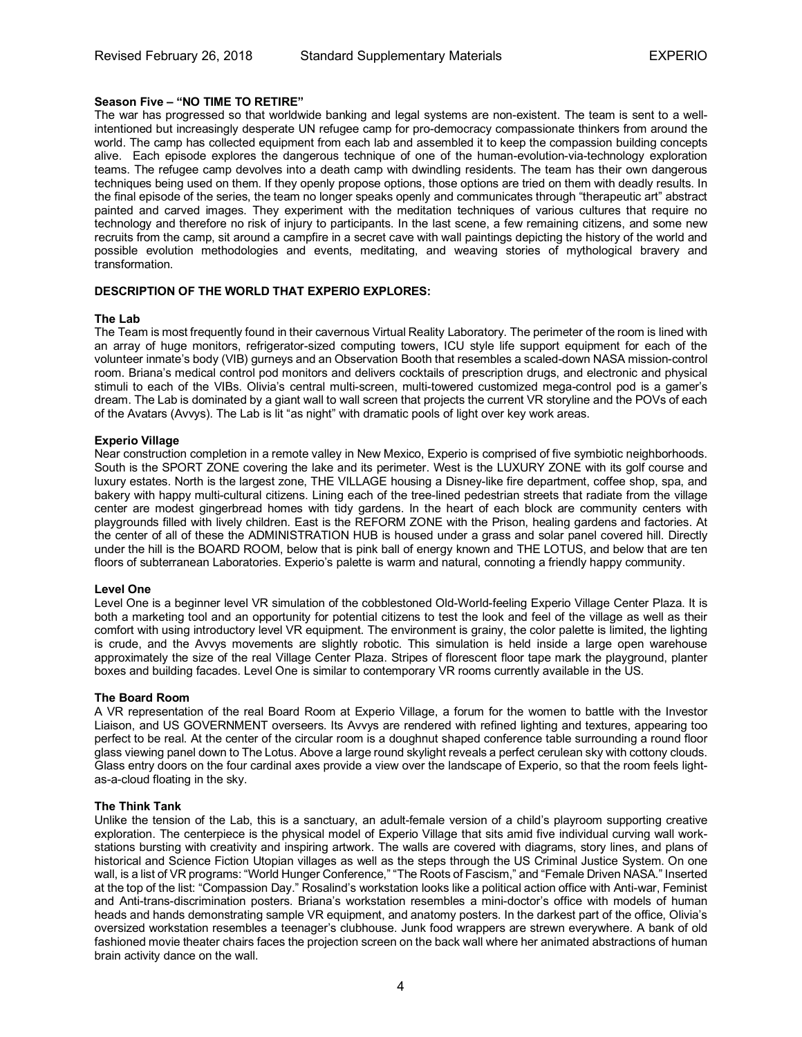**Season Five – "NO TIME TO RETIRE"**

The war has progressed so that worldwide banking and legal systems are non-existent. The team is sent to a well-intentioned but increasingly desperate UN refugee camp for pro-democracy compassionate thinkers from around the world. The camp has collected equipment from each lab and assembled it to keep the compassion building concepts alive. Each episode explores the dangerous technique of one of the human-evolution-via-technology exploration teams. The refugee camp devolves into a death camp with dwindling residents. The team has their own dangerous techniques being used on them. If they openly propose options, those options are tried on them with deadly results. In the final episode of the series, the team no longer speaks openly and communicates through "therapeutic art" abstract painted and carved images. They experiment with the meditation techniques of various cultures that require no technology and therefore no risk of injury to participants. In the last scene, a few remaining citizens, and some new recruits from the camp, sit around a campfire in a secret cave with wall paintings depicting the history of the world and possible evolution methodologies and events, meditating, and weaving stories of mythological bravery and transformation.

**DESCRIPTION OF THE WORLD THAT EXPERIO EXPLORES:**

**The Lab**

The Team is most frequently found in their cavernous Virtual Reality Laboratory. The perimeter of the room is lined with an array of huge monitors, refrigerator-sized computing towers, ICU style life support equipment for each of the volunteer inmate's body (VIB) gurneys and an Observation Booth that resembles a scaled-down NASA mission-control room. Briana's medical control pod monitors and delivers cocktails of prescription drugs, and electronic and physical stimuli to each of the VIBs. Olivia's central multi-screen, multi-towered customized mega-control pod is a gamer's dream. The Lab is dominated by a giant wall to wall screen that projects the current VR storyline and the POVs of each of the Avatars (Avvys). The Lab is lit "as night" with dramatic pools of light over key work areas.

**Experio Village**

Near construction completion in a remote valley in New Mexico, Experio is comprised of five symbiotic neighborhoods. South is the SPORT ZONE covering the lake and its perimeter. West is the LUXURY ZONE with its golf course and luxury estates. North is the largest zone, THE VILLAGE housing a Disney-like fire department, coffee shop, spa, and bakery with happy multi-cultural citizens. Lining each of the tree-lined pedestrian streets that radiate from the village center are modest gingerbread homes with tidy gardens. In the heart of each block are community centers with playgrounds filled with lively children. East is the REFORM ZONE with the Prison, healing gardens and factories. At the center of all of these the ADMINISTRATION HUB is housed under a grass and solar panel covered hill. Directly under the hill is the BOARD ROOM, below that is pink ball of energy known and THE LOTUS, and below that are ten floors of subterranean Laboratories. Experio's palette is warm and natural, connoting a friendly happy community.

**Level One**

Level One is a beginner level VR simulation of the cobblestoned Old-World-feeling Experio Village Center Plaza. It is both a marketing tool and an opportunity for potential citizens to test the look and feel of the village as well as their comfort with using introductory level VR equipment. The environment is grainy, the color palette is limited, the lighting is crude, and the Avvys movements are slightly robotic. This simulation is held inside a large open warehouse approximately the size of the real Village Center Plaza. Stripes of florescent floor tape mark the playground, planter boxes and building facades. Level One is similar to contemporary VR rooms currently available in the US.

**The Board Room**

A VR representation of the real Board Room at Experio Village, a forum for the women to battle with the Investor Liaison, and US GOVERNMENT overseers. Its Avvys are rendered with refined lighting and textures, appearing too perfect to be real. At the center of the circular room is a doughnut shaped conference table surrounding a round floor glass viewing panel down to The Lotus. Above a large round skylight reveals a perfect cerulean sky with cottony clouds. Glass entry doors on the four cardinal axes provide a view over the landscape of Experio, so that the room feels light-as-a-cloud floating in the sky.

**The Think Tank**

Unlike the tension of the Lab, this is a sanctuary, an adult-female version of a child's playroom supporting creative exploration. The centerpiece is the physical model of Experio Village that sits amid five individual curving wall work-stations bursting with creativity and inspiring artwork. The walls are covered with diagrams, story lines, and plans of historical and Science Fiction Utopian villages as well as the steps through the US Criminal Justice System. On one wall, is a list of VR programs: "World Hunger Conference," "The Roots of Fascism," and "Female Driven NASA." Inserted at the top of the list: "Compassion Day." Rosalind's workstation looks like a political action office with Anti-war, Feminist and Anti-trans-discrimination posters. Briana's workstation resembles a mini-doctor's office with models of human heads and hands demonstrating sample VR equipment, and anatomy posters. In the darkest part of the office, Olivia's oversized workstation resembles a teenager's clubhouse. Junk food wrappers are strewn everywhere. A bank of old fashioned movie theater chairs faces the projection screen on the back wall where her animated abstractions of human brain activity dance on the wall.